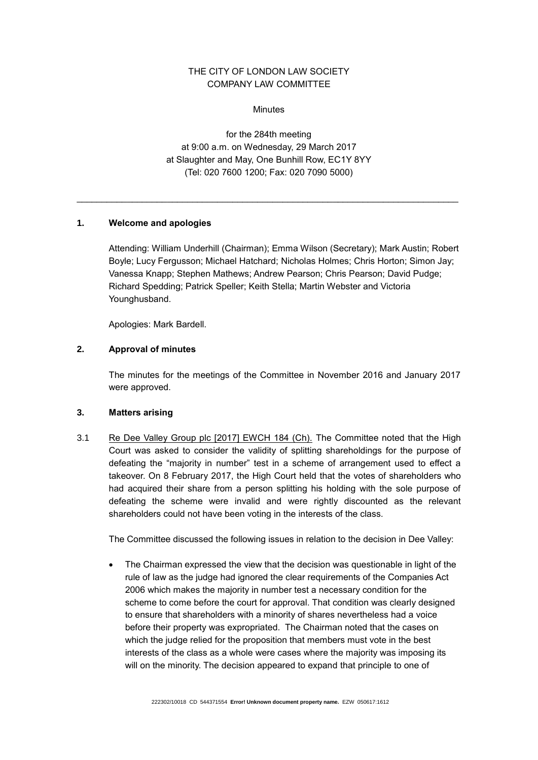THE CITY OF LONDON LAW SOCIETY
COMPANY LAW COMMITTEE

Minutes

for the 284th meeting
at 9:00 a.m. on Wednesday, 29 March 2017
at Slaughter and May, One Bunhill Row, EC1Y 8YY
(Tel: 020 7600 1200; Fax: 020 7090 5000)

---

## 1. Welcome and apologies

Attending: William Underhill (Chairman); Emma Wilson (Secretary); Mark Austin; Robert Boyle; Lucy Fergusson; Michael Hatchard; Nicholas Holmes; Chris Horton; Simon Jay; Vanessa Knapp; Stephen Mathews; Andrew Pearson; Chris Pearson; David Pudge; Richard Spedding; Patrick Speller; Keith Stella; Martin Webster and Victoria Younghusband.

Apologies: Mark Bardell.

## 2. Approval of minutes

The minutes for the meetings of the Committee in November 2016 and January 2017 were approved.

## 3. Matters arising

3.1 Re Dee Valley Group plc [2017] EWCH 184 (Ch). The Committee noted that the High Court was asked to consider the validity of splitting shareholdings for the purpose of defeating the "majority in number" test in a scheme of arrangement used to effect a takeover. On 8 February 2017, the High Court held that the votes of shareholders who had acquired their share from a person splitting his holding with the sole purpose of defeating the scheme were invalid and were rightly discounted as the relevant shareholders could not have been voting in the interests of the class.

The Committee discussed the following issues in relation to the decision in Dee Valley:

- The Chairman expressed the view that the decision was questionable in light of the rule of law as the judge had ignored the clear requirements of the Companies Act 2006 which makes the majority in number test a necessary condition for the scheme to come before the court for approval. That condition was clearly designed to ensure that shareholders with a minority of shares nevertheless had a voice before their property was expropriated. The Chairman noted that the cases on which the judge relied for the proposition that members must vote in the best interests of the class as a whole were cases where the majority was imposing its will on the minority. The decision appeared to expand that principle to one of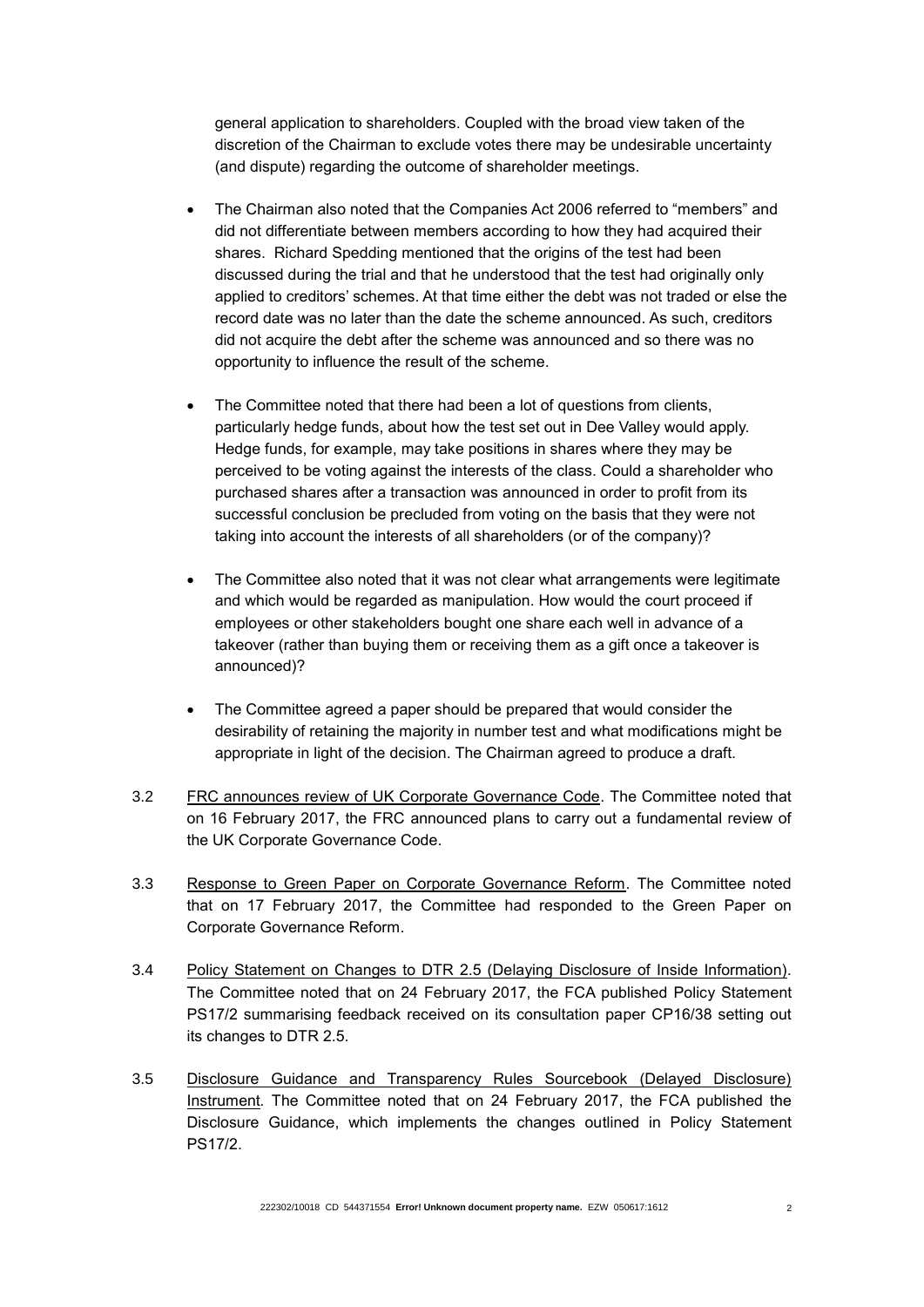general application to shareholders. Coupled with the broad view taken of the discretion of the Chairman to exclude votes there may be undesirable uncertainty (and dispute) regarding the outcome of shareholder meetings.

- The Chairman also noted that the Companies Act 2006 referred to "members" and did not differentiate between members according to how they had acquired their shares. Richard Spedding mentioned that the origins of the test had been discussed during the trial and that he understood that the test had originally only applied to creditors' schemes. At that time either the debt was not traded or else the record date was no later than the date the scheme announced. As such, creditors did not acquire the debt after the scheme was announced and so there was no opportunity to influence the result of the scheme.

- The Committee noted that there had been a lot of questions from clients, particularly hedge funds, about how the test set out in Dee Valley would apply. Hedge funds, for example, may take positions in shares where they may be perceived to be voting against the interests of the class. Could a shareholder who purchased shares after a transaction was announced in order to profit from its successful conclusion be precluded from voting on the basis that they were not taking into account the interests of all shareholders (or of the company)?

- The Committee also noted that it was not clear what arrangements were legitimate and which would be regarded as manipulation. How would the court proceed if employees or other stakeholders bought one share each well in advance of a takeover (rather than buying them or receiving them as a gift once a takeover is announced)?

- The Committee agreed a paper should be prepared that would consider the desirability of retaining the majority in number test and what modifications might be appropriate in light of the decision. The Chairman agreed to produce a draft.

3.2 FRC announces review of UK Corporate Governance Code. The Committee noted that on 16 February 2017, the FRC announced plans to carry out a fundamental review of the UK Corporate Governance Code.

3.3 Response to Green Paper on Corporate Governance Reform. The Committee noted that on 17 February 2017, the Committee had responded to the Green Paper on Corporate Governance Reform.

3.4 Policy Statement on Changes to DTR 2.5 (Delaying Disclosure of Inside Information). The Committee noted that on 24 February 2017, the FCA published Policy Statement PS17/2 summarising feedback received on its consultation paper CP16/38 setting out its changes to DTR 2.5.

3.5 Disclosure Guidance and Transparency Rules Sourcebook (Delayed Disclosure) Instrument. The Committee noted that on 24 February 2017, the FCA published the Disclosure Guidance, which implements the changes outlined in Policy Statement PS17/2.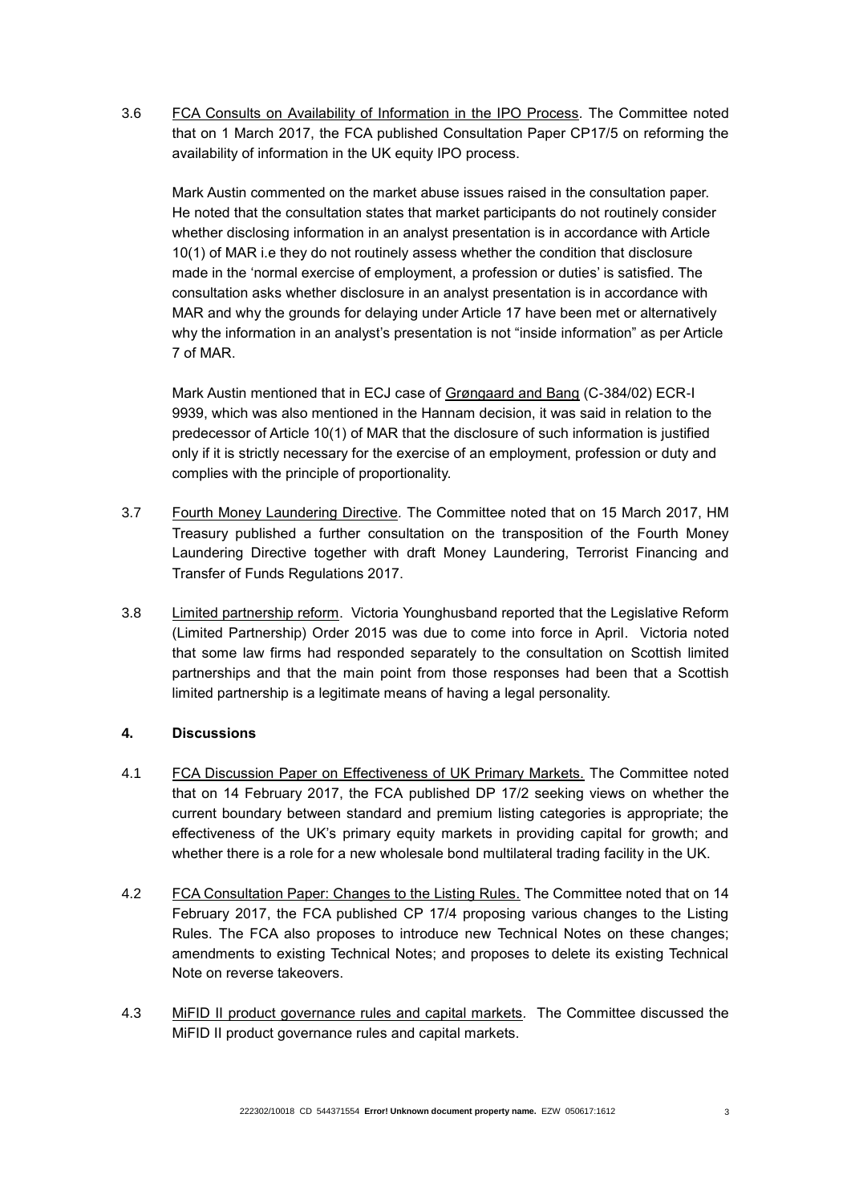3.6 <u>FCA Consults on Availability of Information in the IPO Process</u>. The Committee noted that on 1 March 2017, the FCA published Consultation Paper CP17/5 on reforming the availability of information in the UK equity IPO process.

Mark Austin commented on the market abuse issues raised in the consultation paper. He noted that the consultation states that market participants do not routinely consider whether disclosing information in an analyst presentation is in accordance with Article 10(1) of MAR i.e they do not routinely assess whether the condition that disclosure made in the 'normal exercise of employment, a profession or duties' is satisfied. The consultation asks whether disclosure in an analyst presentation is in accordance with MAR and why the grounds for delaying under Article 17 have been met or alternatively why the information in an analyst's presentation is not "inside information" as per Article 7 of MAR.

Mark Austin mentioned that in ECJ case of <u>Grøngaard and Bang</u> (C-384/02) ECR-I 9939, which was also mentioned in the Hannam decision, it was said in relation to the predecessor of Article 10(1) of MAR that the disclosure of such information is justified only if it is strictly necessary for the exercise of an employment, profession or duty and complies with the principle of proportionality.

3.7 <u>Fourth Money Laundering Directive</u>. The Committee noted that on 15 March 2017, HM Treasury published a further consultation on the transposition of the Fourth Money Laundering Directive together with draft Money Laundering, Terrorist Financing and Transfer of Funds Regulations 2017.

3.8 <u>Limited partnership reform</u>. Victoria Younghusband reported that the Legislative Reform (Limited Partnership) Order 2015 was due to come into force in April. Victoria noted that some law firms had responded separately to the consultation on Scottish limited partnerships and that the main point from those responses had been that a Scottish limited partnership is a legitimate means of having a legal personality.

## 4. Discussions

4.1 <u>FCA Discussion Paper on Effectiveness of UK Primary Markets.</u> The Committee noted that on 14 February 2017, the FCA published DP 17/2 seeking views on whether the current boundary between standard and premium listing categories is appropriate; the effectiveness of the UK's primary equity markets in providing capital for growth; and whether there is a role for a new wholesale bond multilateral trading facility in the UK.

4.2 <u>FCA Consultation Paper: Changes to the Listing Rules.</u> The Committee noted that on 14 February 2017, the FCA published CP 17/4 proposing various changes to the Listing Rules. The FCA also proposes to introduce new Technical Notes on these changes; amendments to existing Technical Notes; and proposes to delete its existing Technical Note on reverse takeovers.

4.3 <u>MiFID II product governance rules and capital markets</u>. The Committee discussed the MiFID II product governance rules and capital markets.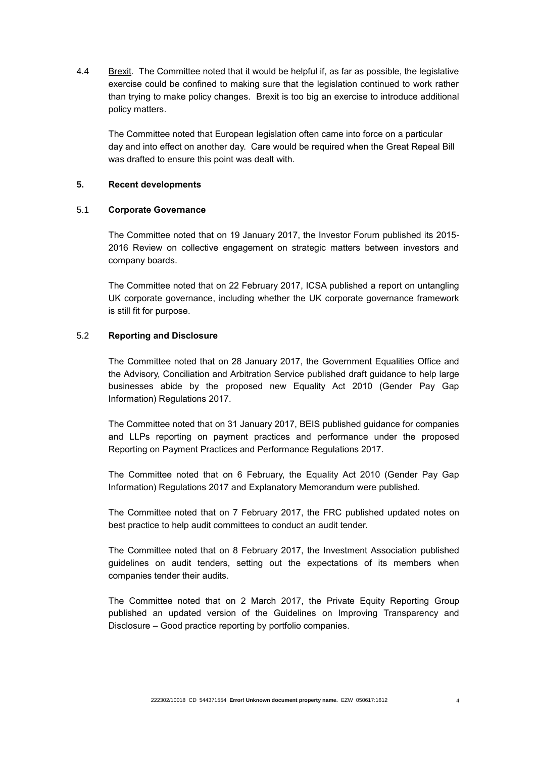4.4 Brexit. The Committee noted that it would be helpful if, as far as possible, the legislative exercise could be confined to making sure that the legislation continued to work rather than trying to make policy changes. Brexit is too big an exercise to introduce additional policy matters.

The Committee noted that European legislation often came into force on a particular day and into effect on another day. Care would be required when the Great Repeal Bill was drafted to ensure this point was dealt with.

## 5. Recent developments

### 5.1 Corporate Governance

The Committee noted that on 19 January 2017, the Investor Forum published its 2015-2016 Review on collective engagement on strategic matters between investors and company boards.

The Committee noted that on 22 February 2017, ICSA published a report on untangling UK corporate governance, including whether the UK corporate governance framework is still fit for purpose.

### 5.2 Reporting and Disclosure

The Committee noted that on 28 January 2017, the Government Equalities Office and the Advisory, Conciliation and Arbitration Service published draft guidance to help large businesses abide by the proposed new Equality Act 2010 (Gender Pay Gap Information) Regulations 2017.

The Committee noted that on 31 January 2017, BEIS published guidance for companies and LLPs reporting on payment practices and performance under the proposed Reporting on Payment Practices and Performance Regulations 2017.

The Committee noted that on 6 February, the Equality Act 2010 (Gender Pay Gap Information) Regulations 2017 and Explanatory Memorandum were published.

The Committee noted that on 7 February 2017, the FRC published updated notes on best practice to help audit committees to conduct an audit tender.

The Committee noted that on 8 February 2017, the Investment Association published guidelines on audit tenders, setting out the expectations of its members when companies tender their audits.

The Committee noted that on 2 March 2017, the Private Equity Reporting Group published an updated version of the Guidelines on Improving Transparency and Disclosure – Good practice reporting by portfolio companies.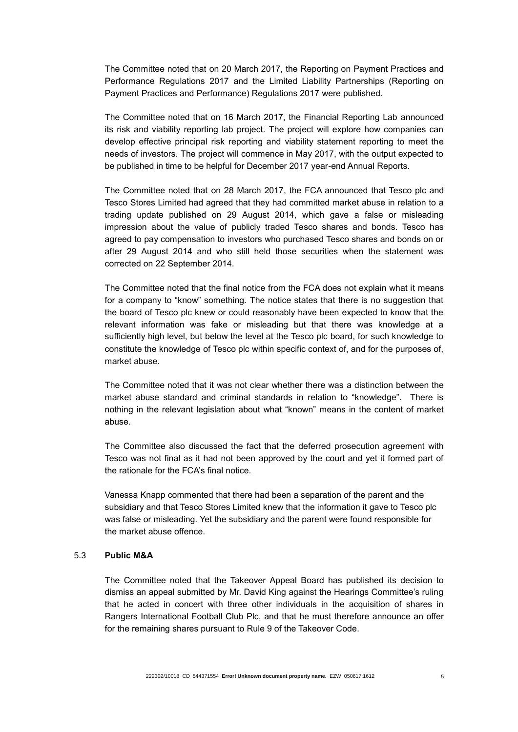The Committee noted that on 20 March 2017, the Reporting on Payment Practices and Performance Regulations 2017 and the Limited Liability Partnerships (Reporting on Payment Practices and Performance) Regulations 2017 were published.

The Committee noted that on 16 March 2017, the Financial Reporting Lab announced its risk and viability reporting lab project. The project will explore how companies can develop effective principal risk reporting and viability statement reporting to meet the needs of investors. The project will commence in May 2017, with the output expected to be published in time to be helpful for December 2017 year-end Annual Reports.

The Committee noted that on 28 March 2017, the FCA announced that Tesco plc and Tesco Stores Limited had agreed that they had committed market abuse in relation to a trading update published on 29 August 2014, which gave a false or misleading impression about the value of publicly traded Tesco shares and bonds. Tesco has agreed to pay compensation to investors who purchased Tesco shares and bonds on or after 29 August 2014 and who still held those securities when the statement was corrected on 22 September 2014.

The Committee noted that the final notice from the FCA does not explain what it means for a company to "know" something. The notice states that there is no suggestion that the board of Tesco plc knew or could reasonably have been expected to know that the relevant information was fake or misleading but that there was knowledge at a sufficiently high level, but below the level at the Tesco plc board, for such knowledge to constitute the knowledge of Tesco plc within specific context of, and for the purposes of, market abuse.

The Committee noted that it was not clear whether there was a distinction between the market abuse standard and criminal standards in relation to "knowledge". There is nothing in the relevant legislation about what "known" means in the content of market abuse.

The Committee also discussed the fact that the deferred prosecution agreement with Tesco was not final as it had not been approved by the court and yet it formed part of the rationale for the FCA's final notice.

Vanessa Knapp commented that there had been a separation of the parent and the subsidiary and that Tesco Stores Limited knew that the information it gave to Tesco plc was false or misleading. Yet the subsidiary and the parent were found responsible for the market abuse offence.

## 5.3 **Public M&A**

The Committee noted that the Takeover Appeal Board has published its decision to dismiss an appeal submitted by Mr. David King against the Hearings Committee's ruling that he acted in concert with three other individuals in the acquisition of shares in Rangers International Football Club Plc, and that he must therefore announce an offer for the remaining shares pursuant to Rule 9 of the Takeover Code.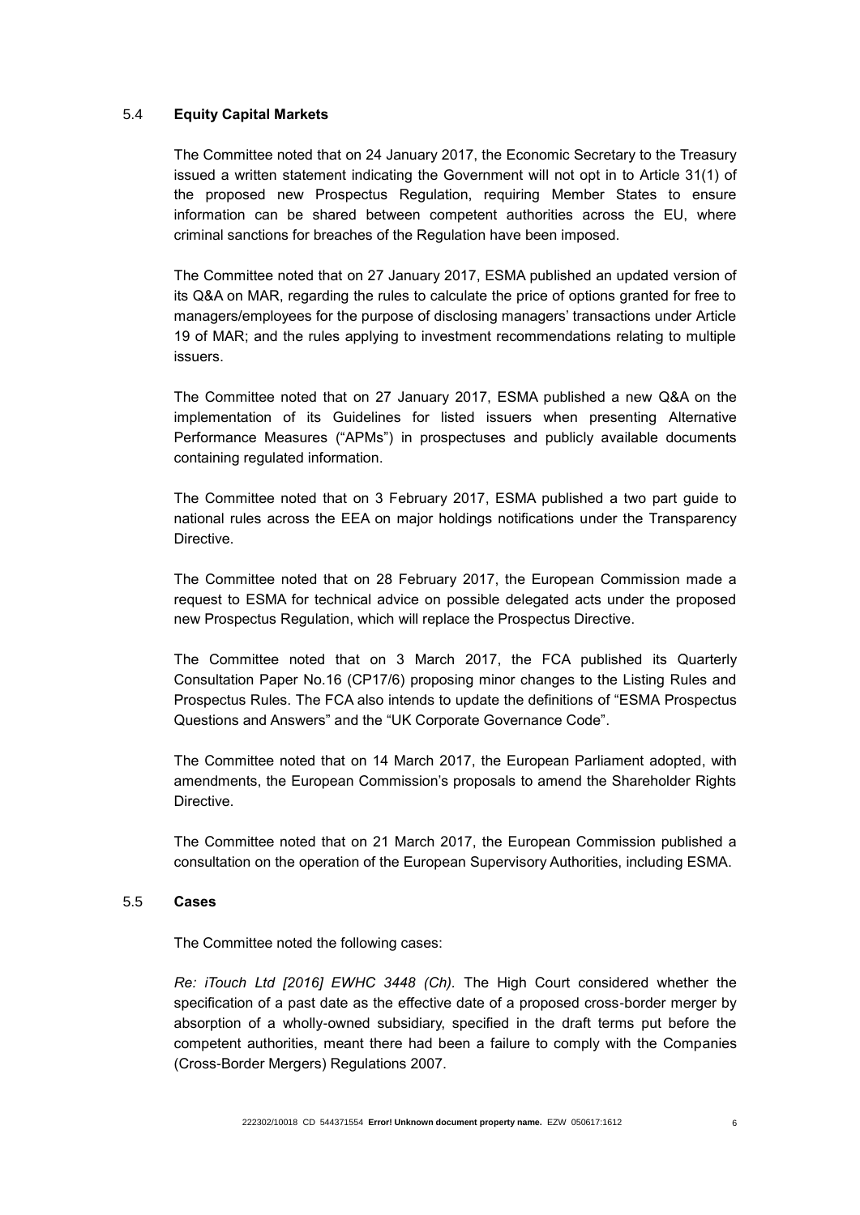## 5.4 **Equity Capital Markets**

The Committee noted that on 24 January 2017, the Economic Secretary to the Treasury issued a written statement indicating the Government will not opt in to Article 31(1) of the proposed new Prospectus Regulation, requiring Member States to ensure information can be shared between competent authorities across the EU, where criminal sanctions for breaches of the Regulation have been imposed.

The Committee noted that on 27 January 2017, ESMA published an updated version of its Q&A on MAR, regarding the rules to calculate the price of options granted for free to managers/employees for the purpose of disclosing managers' transactions under Article 19 of MAR; and the rules applying to investment recommendations relating to multiple issuers.

The Committee noted that on 27 January 2017, ESMA published a new Q&A on the implementation of its Guidelines for listed issuers when presenting Alternative Performance Measures ("APMs") in prospectuses and publicly available documents containing regulated information.

The Committee noted that on 3 February 2017, ESMA published a two part guide to national rules across the EEA on major holdings notifications under the Transparency Directive.

The Committee noted that on 28 February 2017, the European Commission made a request to ESMA for technical advice on possible delegated acts under the proposed new Prospectus Regulation, which will replace the Prospectus Directive.

The Committee noted that on 3 March 2017, the FCA published its Quarterly Consultation Paper No.16 (CP17/6) proposing minor changes to the Listing Rules and Prospectus Rules. The FCA also intends to update the definitions of "ESMA Prospectus Questions and Answers" and the "UK Corporate Governance Code".

The Committee noted that on 14 March 2017, the European Parliament adopted, with amendments, the European Commission's proposals to amend the Shareholder Rights Directive.

The Committee noted that on 21 March 2017, the European Commission published a consultation on the operation of the European Supervisory Authorities, including ESMA.

## 5.5 **Cases**

The Committee noted the following cases:

*Re: iTouch Ltd [2016] EWHC 3448 (Ch).* The High Court considered whether the specification of a past date as the effective date of a proposed cross-border merger by absorption of a wholly-owned subsidiary, specified in the draft terms put before the competent authorities, meant there had been a failure to comply with the Companies (Cross-Border Mergers) Regulations 2007.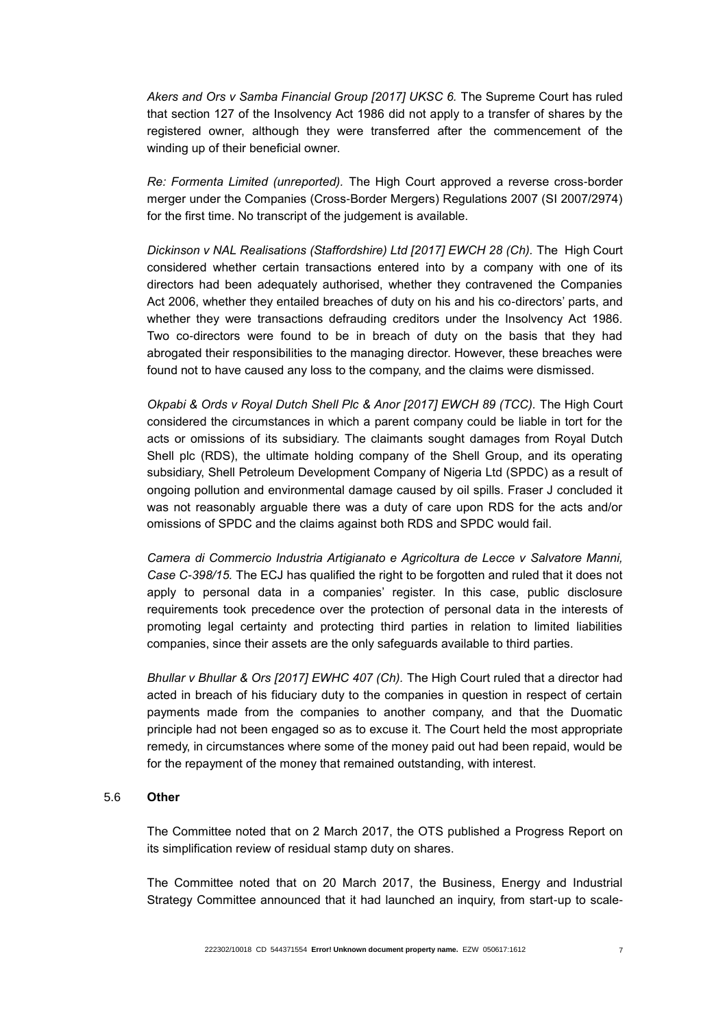*Akers and Ors v Samba Financial Group [2017] UKSC 6.* The Supreme Court has ruled that section 127 of the Insolvency Act 1986 did not apply to a transfer of shares by the registered owner, although they were transferred after the commencement of the winding up of their beneficial owner.

*Re: Formenta Limited (unreported).* The High Court approved a reverse cross-border merger under the Companies (Cross-Border Mergers) Regulations 2007 (SI 2007/2974) for the first time. No transcript of the judgement is available.

*Dickinson v NAL Realisations (Staffordshire) Ltd [2017] EWCH 28 (Ch).* The High Court considered whether certain transactions entered into by a company with one of its directors had been adequately authorised, whether they contravened the Companies Act 2006, whether they entailed breaches of duty on his and his co-directors' parts, and whether they were transactions defrauding creditors under the Insolvency Act 1986. Two co-directors were found to be in breach of duty on the basis that they had abrogated their responsibilities to the managing director. However, these breaches were found not to have caused any loss to the company, and the claims were dismissed.

*Okpabi & Ords v Royal Dutch Shell Plc & Anor [2017] EWCH 89 (TCC).* The High Court considered the circumstances in which a parent company could be liable in tort for the acts or omissions of its subsidiary. The claimants sought damages from Royal Dutch Shell plc (RDS), the ultimate holding company of the Shell Group, and its operating subsidiary, Shell Petroleum Development Company of Nigeria Ltd (SPDC) as a result of ongoing pollution and environmental damage caused by oil spills. Fraser J concluded it was not reasonably arguable there was a duty of care upon RDS for the acts and/or omissions of SPDC and the claims against both RDS and SPDC would fail.

*Camera di Commercio Industria Artigianato e Agricoltura de Lecce v Salvatore Manni, Case C-398/15.* The ECJ has qualified the right to be forgotten and ruled that it does not apply to personal data in a companies' register. In this case, public disclosure requirements took precedence over the protection of personal data in the interests of promoting legal certainty and protecting third parties in relation to limited liabilities companies, since their assets are the only safeguards available to third parties.

*Bhullar v Bhullar & Ors [2017] EWHC 407 (Ch).* The High Court ruled that a director had acted in breach of his fiduciary duty to the companies in question in respect of certain payments made from the companies to another company, and that the Duomatic principle had not been engaged so as to excuse it. The Court held the most appropriate remedy, in circumstances where some of the money paid out had been repaid, would be for the repayment of the money that remained outstanding, with interest.

### 5.6 **Other**

The Committee noted that on 2 March 2017, the OTS published a Progress Report on its simplification review of residual stamp duty on shares.

The Committee noted that on 20 March 2017, the Business, Energy and Industrial Strategy Committee announced that it had launched an inquiry, from start-up to scale-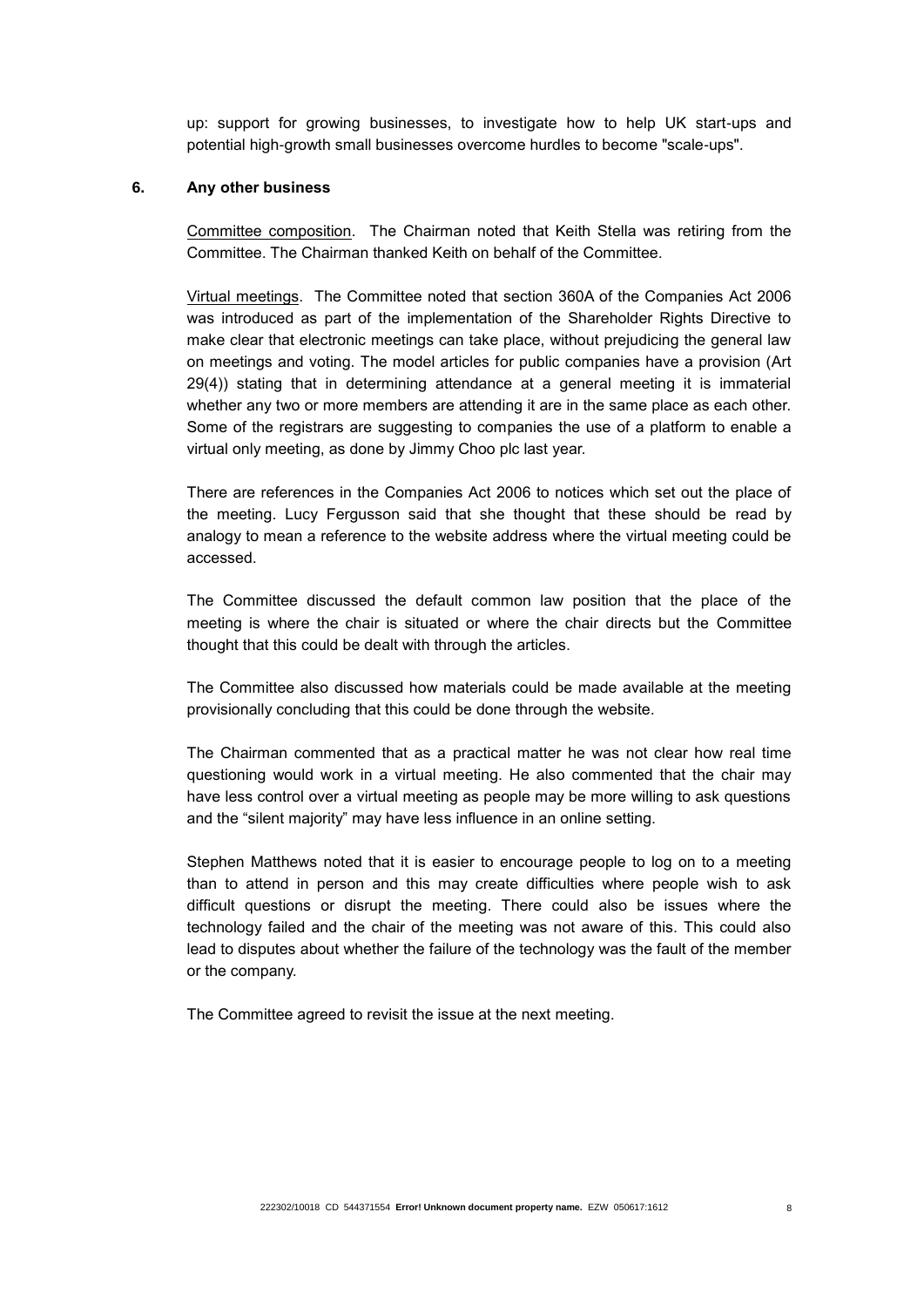up: support for growing businesses, to investigate how to help UK start-ups and potential high-growth small businesses overcome hurdles to become "scale-ups".

## 6. Any other business

Committee composition. The Chairman noted that Keith Stella was retiring from the Committee. The Chairman thanked Keith on behalf of the Committee.

Virtual meetings. The Committee noted that section 360A of the Companies Act 2006 was introduced as part of the implementation of the Shareholder Rights Directive to make clear that electronic meetings can take place, without prejudicing the general law on meetings and voting. The model articles for public companies have a provision (Art 29(4)) stating that in determining attendance at a general meeting it is immaterial whether any two or more members are attending it are in the same place as each other. Some of the registrars are suggesting to companies the use of a platform to enable a virtual only meeting, as done by Jimmy Choo plc last year.

There are references in the Companies Act 2006 to notices which set out the place of the meeting. Lucy Fergusson said that she thought that these should be read by analogy to mean a reference to the website address where the virtual meeting could be accessed.

The Committee discussed the default common law position that the place of the meeting is where the chair is situated or where the chair directs but the Committee thought that this could be dealt with through the articles.

The Committee also discussed how materials could be made available at the meeting provisionally concluding that this could be done through the website.

The Chairman commented that as a practical matter he was not clear how real time questioning would work in a virtual meeting. He also commented that the chair may have less control over a virtual meeting as people may be more willing to ask questions and the "silent majority" may have less influence in an online setting.

Stephen Matthews noted that it is easier to encourage people to log on to a meeting than to attend in person and this may create difficulties where people wish to ask difficult questions or disrupt the meeting. There could also be issues where the technology failed and the chair of the meeting was not aware of this. This could also lead to disputes about whether the failure of the technology was the fault of the member or the company.

The Committee agreed to revisit the issue at the next meeting.